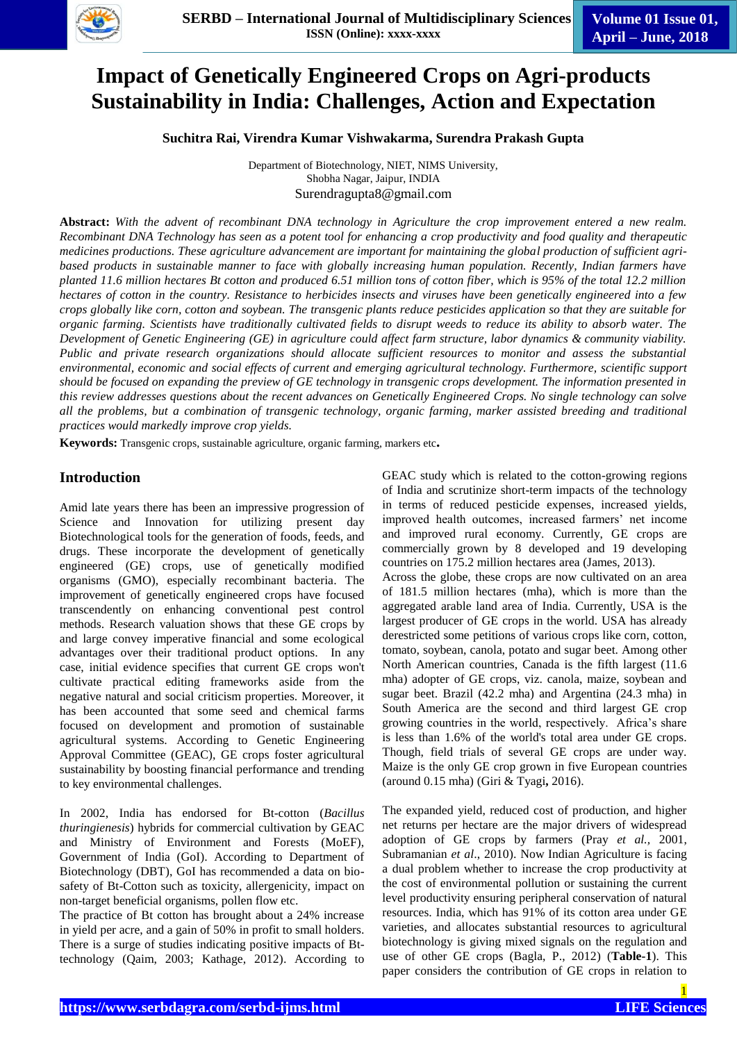# Impact of Genetically Engineered Crops on Agri-products Sustainability in India: Challenges, Action and Expectation

**Suchitra Rai, Virendra Kumar Vishwakarma, Surendra Prakash Gupta**

Department of Biotechnology, NIET, NIMS University,
Shobha Nagar, Jaipur, INDIA
Surendragupta8@gmail.com

**Abstract:** *With the advent of recombinant DNA technology in Agriculture the crop improvement entered a new realm. Recombinant DNA Technology has seen as a potent tool for enhancing a crop productivity and food quality and therapeutic medicines productions. These agriculture advancement are important for maintaining the global production of sufficient agri-based products in sustainable manner to face with globally increasing human population. Recently, Indian farmers have planted 11.6 million hectares Bt cotton and produced 6.51 million tons of cotton fiber, which is 95% of the total 12.2 million hectares of cotton in the country. Resistance to herbicides insects and viruses have been genetically engineered into a few crops globally like corn, cotton and soybean. The transgenic plants reduce pesticides application so that they are suitable for organic farming. Scientists have traditionally cultivated fields to disrupt weeds to reduce its ability to absorb water. The Development of Genetic Engineering (GE) in agriculture could affect farm structure, labor dynamics & community viability. Public and private research organizations should allocate sufficient resources to monitor and assess the substantial environmental, economic and social effects of current and emerging agricultural technology. Furthermore, scientific support should be focused on expanding the preview of GE technology in transgenic crops development. The information presented in this review addresses questions about the recent advances on Genetically Engineered Crops. No single technology can solve all the problems, but a combination of transgenic technology, organic farming, marker assisted breeding and traditional practices would markedly improve crop yields.*

**Keywords:** Transgenic crops, sustainable agriculture, organic farming, markers etc**.**

## Introduction

Amid late years there has been an impressive progression of Science and Innovation for utilizing present day Biotechnological tools for the generation of foods, feeds, and drugs. These incorporate the development of genetically engineered (GE) crops, use of genetically modified organisms (GMO), especially recombinant bacteria. The improvement of genetically engineered crops have focused transcendently on enhancing conventional pest control methods. Research valuation shows that these GE crops by and large convey imperative financial and some ecological advantages over their traditional product options. In any case, initial evidence specifies that current GE crops won't cultivate practical editing frameworks aside from the negative natural and social criticism properties. Moreover, it has been accounted that some seed and chemical farms focused on development and promotion of sustainable agricultural systems. According to Genetic Engineering Approval Committee (GEAC), GE crops foster agricultural sustainability by boosting financial performance and trending to key environmental challenges.

In 2002, India has endorsed for Bt-cotton (*Bacillus thuringienesis*) hybrids for commercial cultivation by GEAC and Ministry of Environment and Forests (MoEF), Government of India (GoI). According to Department of Biotechnology (DBT), GoI has recommended a data on bio-safety of Bt-Cotton such as toxicity, allergenicity, impact on non-target beneficial organisms, pollen flow etc.
The practice of Bt cotton has brought about a 24% increase in yield per acre, and a gain of 50% in profit to small holders. There is a surge of studies indicating positive impacts of Bt-technology (Qaim, 2003; Kathage, 2012). According to GEAC study which is related to the cotton-growing regions of India and short-term impacts of the technology in terms of reduced pesticide expenses, increased yields, improved health outcomes, increased farmers' net income and improved rural economy. Currently, GE crops are commercially grown by 8 developed and 19 developing countries on 175.2 million hectares area (James, 2013).
Across the globe, these crops are now cultivated on an area of 181.5 million hectares (mha), which is more than the aggregated arable land area of India. Currently, USA is the largest producer of GE crops in the world. USA has already derestricted some petitions of various crops like corn, cotton, tomato, soybean, canola, potato and sugar beet. Among other North American countries, Canada is the fifth largest (11.6 mha) adopter of GE crops, viz. canola, maize, soybean and sugar beet. Brazil (42.2 mha) and Argentina (24.3 mha) in South America are the second and third largest GE crop growing countries in the world, respectively. Africa's share is less than 1.6% of the world's total area under GE crops. Though, field trials of several GE crops are under way. Maize is the only GE crop grown in five European countries (around 0.15 mha) (Giri & Tyagi**,** 2016).

The expanded yield, reduced cost of production, and higher net returns per hectare are the major drivers of widespread adoption of GE crops by farmers (Pray *et al.,* 2001, Subramanian *et al*., 2010). Now Indian Agriculture is facing a dual problem whether to increase the crop productivity at the cost of environmental pollution or sustaining the current level productivity ensuring peripheral conservation of natural resources. India, which has 91% of its cotton area under GE varieties, and allocates substantial resources to agricultural biotechnology is giving mixed signals on the regulation and use of other GE crops (Bagla, P., 2012) (**Table-1**). This paper considers the contribution of GE crops in relation to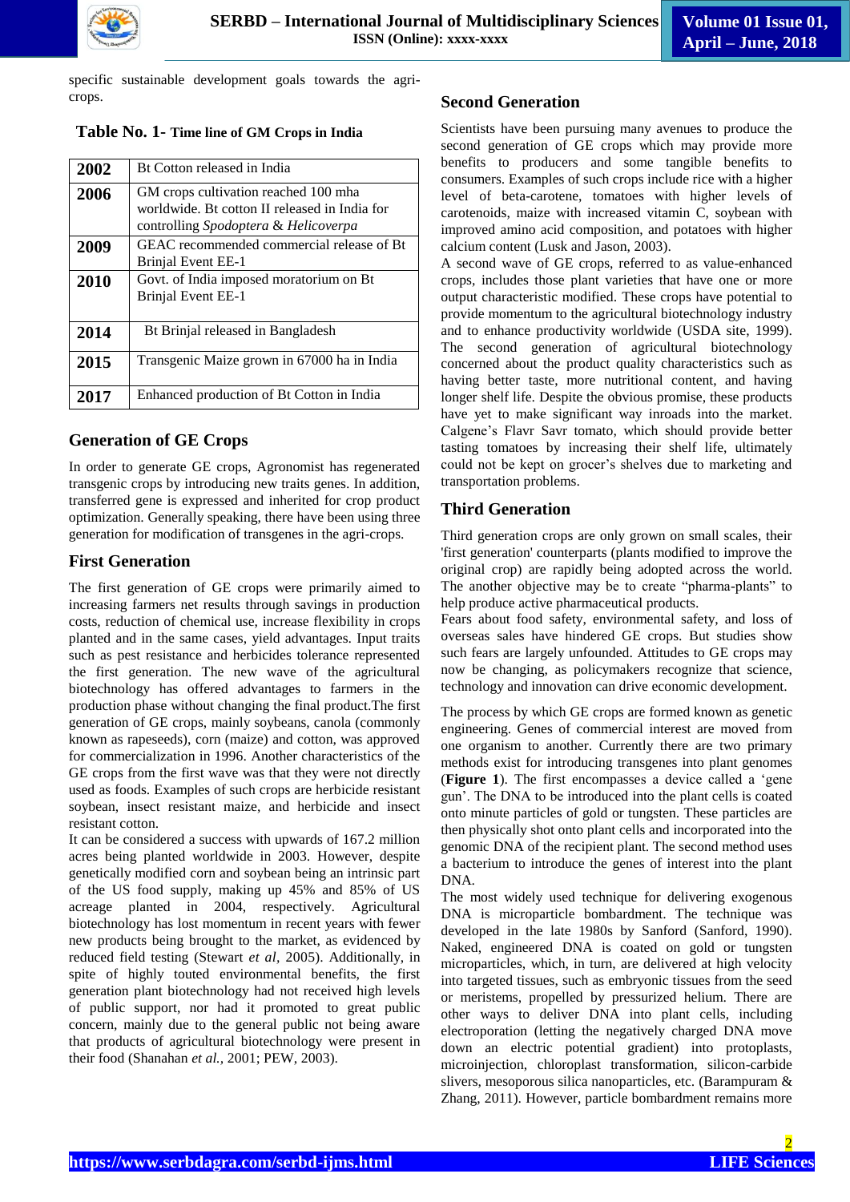specific sustainable development goals towards the agri-crops.

**Table No. 1- Time line of GM Crops in India**

| | |
|---|---|
| **2002** | Bt Cotton released in India |
| **2006** | GM crops cultivation reached 100 mha worldwide. Bt cotton II released in India for controlling *Spodoptera* & *Helicoverpa* |
| **2009** | GEAC recommended commercial release of Bt Brinjal Event EE-1 |
| **2010** | Govt. of India imposed moratorium on Bt Brinjal Event EE-1 |
| **2014** | Bt Brinjal released in Bangladesh |
| **2015** | Transgenic Maize grown in 67000 ha in India |
| **2017** | Enhanced production of Bt Cotton in India |

## Generation of GE Crops

In order to generate GE crops, Agronomist has regenerated transgenic crops by introducing new traits genes. In addition, transferred gene is expressed and inherited for crop product optimization. Generally speaking, there have been using three generation for modification of transgenes in the agri-crops.

## First Generation

The first generation of GE crops were primarily aimed to increasing farmers net results through savings in production costs, reduction of chemical use, increase flexibility in crops planted and in the same cases, yield advantages. Input traits such as pest resistance and herbicides tolerance represented the first generation. The new wave of the agricultural biotechnology has offered advantages to farmers in the production phase without changing the final product.The first generation of GE crops, mainly soybeans, canola (commonly known as rapeseeds), corn (maize) and cotton, was approved for commercialization in 1996. Another characteristics of the GE crops from the first wave was that they were not directly used as foods. Examples of such crops are herbicide resistant soybean, insect resistant maize, and herbicide and insect resistant cotton.

It can be considered a success with upwards of 167.2 million acres being planted worldwide in 2003. However, despite genetically modified corn and soybean being an intrinsic part of the US food supply, making up 45% and 85% of US acreage planted in 2004, respectively. Agricultural biotechnology has lost momentum in recent years with fewer new products being brought to the market, as evidenced by reduced field testing (Stewart *et al*, 2005). Additionally, in spite of highly touted environmental benefits, the first generation plant biotechnology had not received high levels of public support, nor had it promoted to great public concern, mainly due to the general public not being aware that products of agricultural biotechnology were present in their food (Shanahan *et al.*, 2001; PEW, 2003).

## Second Generation

Scientists have been pursuing many avenues to produce the second generation of GE crops which may provide more benefits to producers and some tangible benefits to consumers. Examples of such crops include rice with a higher level of beta-carotene, tomatoes with higher levels of carotenoids, maize with increased vitamin C, soybean with improved amino acid composition, and potatoes with higher calcium content (Lusk and Jason, 2003).

A second wave of GE crops, referred to as value-enhanced crops, includes those plant varieties that have one or more output characteristic modified. These crops have potential to provide momentum to the agricultural biotechnology industry and to enhance productivity worldwide (USDA site, 1999). The second generation of agricultural biotechnology concerned about the product quality characteristics such as having better taste, more nutritional content, and having longer shelf life. Despite the obvious promise, these products have yet to make significant way inroads into the market. Calgene's Flavr Savr tomato, which should provide better tasting tomatoes by increasing their shelf life, ultimately could not be kept on grocer's shelves due to marketing and transportation problems.

## Third Generation

Third generation crops are only grown on small scales, their 'first generation' counterparts (plants modified to improve the original crop) are rapidly being adopted across the world. The another objective may be to create "pharma-plants" to help produce active pharmaceutical products.

Fears about food safety, environmental safety, and loss of overseas sales have hindered GE crops. But studies show such fears are largely unfounded. Attitudes to GE crops may now be changing, as policymakers recognize that science, technology and innovation can drive economic development.

The process by which GE crops are formed known as genetic engineering. Genes of commercial interest are moved from one organism to another. Currently there are two primary methods exist for introducing transgenes into plant genomes (**Figure 1**). The first encompasses a device called a 'gene gun'. The DNA to be introduced into the plant cells is coated onto minute particles of gold or tungsten. These particles are then physically shot onto plant cells and incorporated into the genomic DNA of the recipient plant. The second method uses a bacterium to introduce the genes of interest into the plant DNA.

The most widely used technique for delivering exogenous DNA is microparticle bombardment. The technique was developed in the late 1980s by Sanford (Sanford, 1990). Naked, engineered DNA is coated on gold or tungsten microparticles, which, in turn, are delivered at high velocity into targeted tissues, such as embryonic tissues from the seed or meristems, propelled by pressurized helium. There are other ways to deliver DNA into plant cells, including electroporation (letting the negatively charged DNA move down an electric potential gradient) into protoplasts, microinjection, chloroplast transformation, silicon-carbide slivers, mesoporous silica nanoparticles, etc. (Barampuram & Zhang, 2011). However, particle bombardment remains more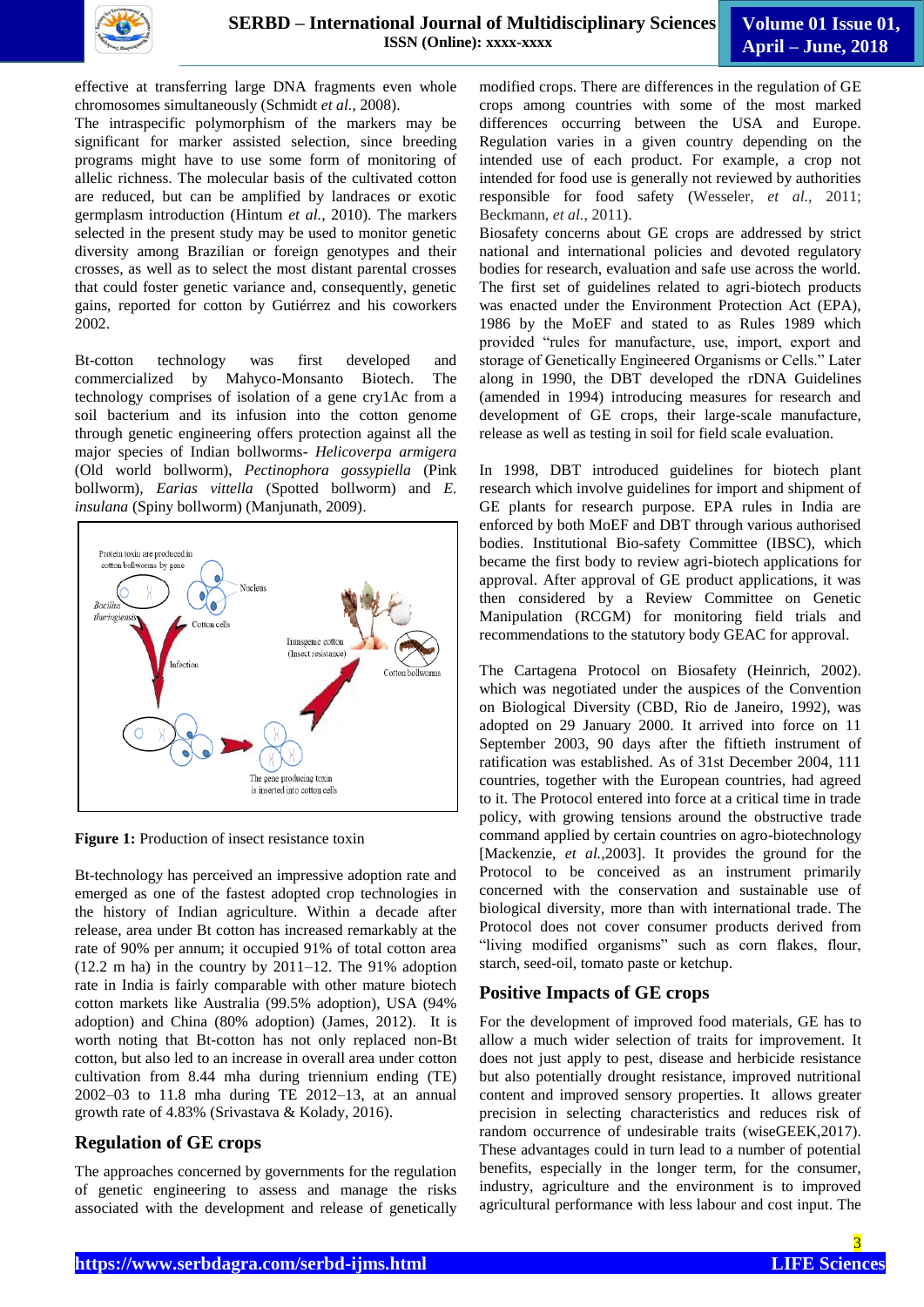effective at transferring large DNA fragments even whole chromosomes simultaneously (Schmidt *et al.,* 2008).

The intraspecific polymorphism of the markers may be significant for marker assisted selection, since breeding programs might have to use some form of monitoring of allelic richness. The molecular basis of the cultivated cotton are reduced, but can be amplified by landraces or exotic germplasm introduction (Hintum *et al.,* 2010). The markers selected in the present study may be used to monitor genetic diversity among Brazilian or foreign genotypes and their crosses, as well as to select the most distant parental crosses that could foster genetic variance and, consequently, genetic gains, reported for cotton by Gutiérrez and his coworkers 2002.

Bt-cotton technology was first developed and commercialized by Mahyco-Monsanto Biotech. The technology comprises of isolation of a gene cry1Ac from a soil bacterium and its infusion into the cotton genome through genetic engineering offers protection against all the major species of Indian bollworms- *Helicoverpa armigera* (Old world bollworm), *Pectinophora gossypiella* (Pink bollworm), *Earias vittella* (Spotted bollworm) and *E. insulana* (Spiny bollworm) (Manjunath, 2009).

**Figure 1:** Production of insect resistance toxin

Bt-technology has perceived an impressive adoption rate and emerged as one of the fastest adopted crop technologies in the history of Indian agriculture. Within a decade after release, area under Bt cotton has increased remarkably at the rate of 90% per annum; it occupied 91% of total cotton area (12.2 m ha) in the country by 2011–12. The 91% adoption rate in India is fairly comparable with other mature biotech cotton markets like Australia (99.5% adoption), USA (94% adoption) and China (80% adoption) (James, 2012). It is worth noting that Bt-cotton has not only replaced non-Bt cotton, but also led to an increase in overall area under cotton cultivation from 8.44 mha during triennium ending (TE) 2002–03 to 11.8 mha during TE 2012–13, at an annual growth rate of 4.83% (Srivastava & Kolady, 2016).

## Regulation of GE crops

The approaches concerned by governments for the regulation of genetic engineering to assess and manage the risks associated with the development and release of genetically modified crops. There are differences in the regulation of GE crops among countries with some of the most marked differences occurring between the USA and Europe. Regulation varies in a given country depending on the intended use of each product. For example, a crop not intended for food use is generally not reviewed by authorities responsible for food safety (Wesseler, *et al.,* 2011; Beckmann, *et al.,* 2011).

Biosafety concerns about GE crops are addressed by strict national and international policies and devoted regulatory bodies for research, evaluation and safe use across the world. The first set of guidelines related to agri-biotech products was enacted under the Environment Protection Act (EPA), 1986 by the MoEF and stated to as Rules 1989 which provided "rules for manufacture, use, import, export and storage of Genetically Engineered Organisms or Cells." Later along in 1990, the DBT developed the rDNA Guidelines (amended in 1994) introducing measures for research and development of GE crops, their large-scale manufacture, release as well as testing in soil for field scale evaluation.

In 1998, DBT introduced guidelines for biotech plant research which involve guidelines for import and shipment of GE plants for research purpose. EPA rules in India are enforced by both MoEF and DBT through various authorised bodies. Institutional Bio-safety Committee (IBSC), which became the first body to review agri-biotech applications for approval. After approval of GE product applications, it was then considered by a Review Committee on Genetic Manipulation (RCGM) for monitoring field trials and recommendations to the statutory body GEAC for approval.

The Cartagena Protocol on Biosafety (Heinrich, 2002). which was negotiated under the auspices of the Convention on Biological Diversity (CBD, Rio de Janeiro, 1992), was adopted on 29 January 2000. It arrived into force on 11 September 2003, 90 days after the fiftieth instrument of ratification was established. As of 31st December 2004, 111 countries, together with the European countries, had agreed to it. The Protocol entered into force at a critical time in trade policy, with growing tensions around the obstructive trade command applied by certain countries on agro-biotechnology [Mackenzie, *et al.,*2003]. It provides the ground for the Protocol to be conceived as an instrument primarily concerned with the conservation and sustainable use of biological diversity, more than with international trade. The Protocol does not cover consumer products derived from "living modified organisms" such as corn flakes, flour, starch, seed-oil, tomato paste or ketchup.

## Positive Impacts of GE crops

For the development of improved food materials, GE has to allow a much wider selection of traits for improvement. It does not just apply to pest, disease and herbicide resistance but also potentially drought resistance, improved nutritional content and improved sensory properties. It allows greater precision in selecting characteristics and reduces risk of random occurrence of undesirable traits (wiseGEEK,2017). These advantages could in turn lead to a number of potential benefits, especially in the longer term, for the consumer, industry, agriculture and the environment is to improved agricultural performance with less labour and cost input. The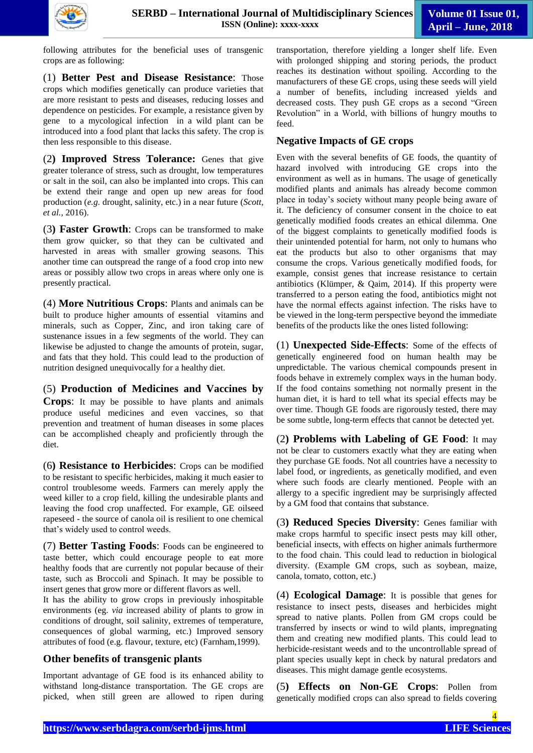following attributes for the beneficial uses of transgenic crops are as following:

(1) **Better Pest and Disease Resistance**: Those crops which modifies genetically can produce varieties that are more resistant to pests and diseases, reducing losses and dependence on pesticides. For example, a resistance given by gene to a mycological infection in a wild plant can be introduced into a food plant that lacks this safety. The crop is then less responsible to this disease.

(2**) Improved Stress Tolerance:** Genes that give greater tolerance of stress, such as drought, low temperatures or salt in the soil, can also be implanted into crops. This can be extend their range and open up new areas for food production (*e.g.* drought, salinity, etc.) in a near future (*Scott, et al.,* 2016).

(3**) Faster Growth**: Crops can be transformed to make them grow quicker, so that they can be cultivated and harvested in areas with smaller growing seasons. This another time can outspread the range of a food crop into new areas or possibly allow two crops in areas where only one is presently practical.

(4) **More Nutritious Crops**: Plants and animals can be built to produce higher amounts of essential vitamins and minerals, such as Copper, Zinc, and iron taking care of sustenance issues in a few segments of the world. They can likewise be adjusted to change the amounts of protein, sugar, and fats that they hold. This could lead to the production of nutrition designed unequivocally for a healthy diet.

(5) **Production of Medicines and Vaccines by Crops**: It may be possible to have plants and animals produce useful medicines and even vaccines, so that prevention and treatment of human diseases in some places can be accomplished cheaply and proficiently through the diet.

(6**) Resistance to Herbicides**: Crops can be modified to be resistant to specific herbicides, making it much easier to control troublesome weeds. Farmers can merely apply the weed killer to a crop field, killing the undesirable plants and leaving the food crop unaffected. For example, GE oilseed rapeseed - the source of canola oil is resilient to one chemical that's widely used to control weeds.

(7) **Better Tasting Foods**: Foods can be engineered to taste better, which could encourage people to eat more healthy foods that are currently not popular because of their taste, such as Broccoli and Spinach. It may be possible to insert genes that grow more or different flavors as well.

It has the ability to grow crops in previously inhospitable environments (eg. *via* increased ability of plants to grow in conditions of drought, soil salinity, extremes of temperature, consequences of global warming, etc.) Improved sensory attributes of food (e.g. flavour, texture, etc) (Farnham,1999).

## Other benefits of transgenic plants

Important advantage of GE food is its enhanced ability to withstand long-distance transportation. The GE crops are picked, when still green are allowed to ripen during transportation, therefore yielding a longer shelf life. Even with prolonged shipping and storing periods, the product reaches its destination without spoiling. According to the manufacturers of these GE crops, using these seeds will yield a number of benefits, including increased yields and decreased costs. They push GE crops as a second "Green Revolution" in a World, with billions of hungry mouths to feed.

## Negative Impacts of GE crops

Even with the several benefits of GE foods, the quantity of hazard involved with introducing GE crops into the environment as well as in humans. The usage of genetically modified plants and animals has already become common place in today's society without many people being aware of it. The deficiency of consumer consent in the choice to eat genetically modified foods creates an ethical dilemma. One of the biggest complaints to genetically modified foods is their unintended potential for harm, not only to humans who eat the products but also to other organisms that may consume the crops. Various genetically modified foods, for example, consist genes that increase resistance to certain antibiotics (Klümper, & Qaim, 2014). If this property were transferred to a person eating the food, antibiotics might not have the normal effects against infection. The risks have to be viewed in the long-term perspective beyond the immediate benefits of the products like the ones listed following:

(1) **Unexpected Side-Effects**: Some of the effects of genetically engineered food on human health may be unpredictable. The various chemical compounds present in foods behave in extremely complex ways in the human body. If the food contains something not normally present in the human diet, it is hard to tell what its special effects may be over time. Though GE foods are rigorously tested, there may be some subtle, long-term effects that cannot be detected yet.

(2**) Problems with Labeling of GE Food**: It may not be clear to customers exactly what they are eating when they purchase GE foods. Not all countries have a necessity to label food, or ingredients, as genetically modified, and even where such foods are clearly mentioned. People with an allergy to a specific ingredient may be surprisingly affected by a GM food that contains that substance.

(3**) Reduced Species Diversity**: Genes familiar with make crops harmful to specific insect pests may kill other, beneficial insects, with effects on higher animals furthermore to the food chain. This could lead to reduction in biological diversity. (Example GM crops, such as soybean, maize, canola, tomato, cotton, etc.)

(4) **Ecological Damage**: It is possible that genes for resistance to insect pests, diseases and herbicides might spread to native plants. Pollen from GM crops could be transferred by insects or wind to wild plants, impregnating them and creating new modified plants. This could lead to herbicide-resistant weeds and to the uncontrollable spread of plant species usually kept in check by natural predators and diseases. This might damage gentle ecosystems.

(5**) Effects on Non-GE Crops**: Pollen from genetically modified crops can also spread to fields covering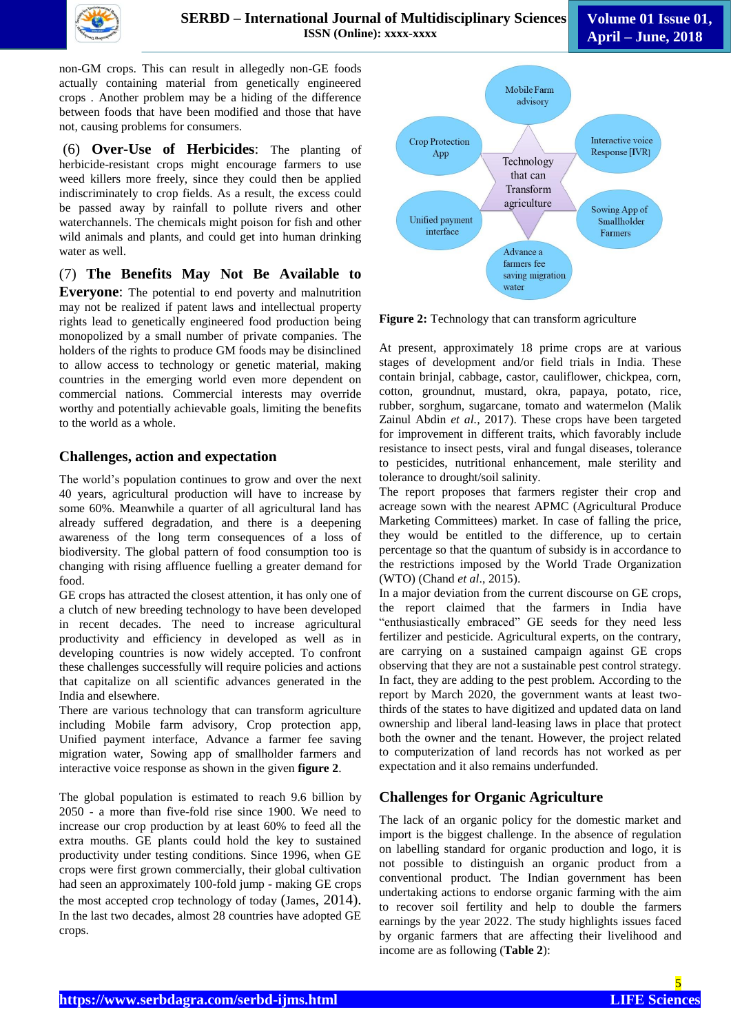non-GM crops. This can result in allegedly non-GE foods actually containing material from genetically engineered crops . Another problem may be a hiding of the difference between foods that have been modified and those that have not, causing problems for consumers.

(6) **Over-Use of Herbicides**: The planting of herbicide-resistant crops might encourage farmers to use weed killers more freely, since they could then be applied indiscriminately to crop fields. As a result, the excess could be passed away by rainfall to pollute rivers and other waterchannels. The chemicals might poison for fish and other wild animals and plants, and could get into human drinking water as well.

(7) **The Benefits May Not Be Available to Everyone**: The potential to end poverty and malnutrition may not be realized if patent laws and intellectual property rights lead to genetically engineered food production being monopolized by a small number of private companies. The holders of the rights to produce GM foods may be disinclined to allow access to technology or genetic material, making countries in the emerging world even more dependent on commercial nations. Commercial interests may override worthy and potentially achievable goals, limiting the benefits to the world as a whole.

## Challenges, action and expectation

The world's population continues to grow and over the next 40 years, agricultural production will have to increase by some 60%. Meanwhile a quarter of all agricultural land has already suffered degradation, and there is a deepening awareness of the long term consequences of a loss of biodiversity. The global pattern of food consumption too is changing with rising affluence fuelling a greater demand for food.

GE crops has attracted the closest attention, it has only one of a clutch of new breeding technology to have been developed in recent decades. The need to increase agricultural productivity and efficiency in developed as well as in developing countries is now widely accepted. To confront these challenges successfully will require policies and actions that capitalize on all scientific advances generated in the India and elsewhere.

There are various technology that can transform agriculture including Mobile farm advisory, Crop protection app, Unified payment interface, Advance a farmer fee saving migration water, Sowing app of smallholder farmers and interactive voice response as shown in the given **figure 2**.

Mobile Farm advisory

Crop Protection App

Interactive voice Response [IVR]

Technology that can Transform agriculture

Unified payment interface

Sowing App of Smallholder Farmers

Advance a farmers fee saving migration water

**Figure 2:** Technology that can transform agriculture

The global population is estimated to reach 9.6 billion by 2050 - a more than five-fold rise since 1900. We need to increase our crop production by at least 60% to feed all the extra mouths. GE plants could hold the key to sustained productivity under testing conditions. Since 1996, when GE crops were first grown commercially, their global cultivation had seen an approximately 100-fold jump - making GE crops the most accepted crop technology of today (James, 2014). In the last two decades, almost 28 countries have adopted GE crops.

At present, approximately 18 prime crops are at various stages of development and/or field trials in India. These contain brinjal, cabbage, castor, cauliflower, chickpea, corn, cotton, groundnut, mustard, okra, papaya, potato, rice, rubber, sorghum, sugarcane, tomato and watermelon (Malik Zainul Abdin *et al.*, 2017). These crops have been targeted for improvement in different traits, which favorably include resistance to insect pests, viral and fungal diseases, tolerance to pesticides, nutritional enhancement, male sterility and tolerance to drought/soil salinity.

The report proposes that farmers register their crop and acreage sown with the nearest APMC (Agricultural Produce Marketing Committees) market. In case of falling the price, they would be entitled to the difference, up to certain percentage so that the quantum of subsidy is in accordance to the restrictions imposed by the World Trade Organization (WTO) (Chand *et al*., 2015).

In a major deviation from the current discourse on GE crops, the report claimed that the farmers in India have "enthusiastically embraced" GE seeds for they need less fertilizer and pesticide. Agricultural experts, on the contrary, are carrying on a sustained campaign against GE crops observing that they are not a sustainable pest control strategy. In fact, they are adding to the pest problem. According to the report by March 2020, the government wants at least two-thirds of the states to have digitized and updated data on land ownership and liberal land-leasing laws in place that protect both the owner and the tenant. However, the project related to computerization of land records has not worked as per expectation and it also remains underfunded.

## Challenges for Organic Agriculture

The lack of an organic policy for the domestic market and import is the biggest challenge. In the absence of regulation on labelling standard for organic production and logo, it is not possible to distinguish an organic product from a conventional product. The Indian government has been undertaking actions to endorse organic farming with the aim to recover soil fertility and help to double the farmers earnings by the year 2022. The study highlights issues faced by organic farmers that are affecting their livelihood and income are as following (**Table 2**):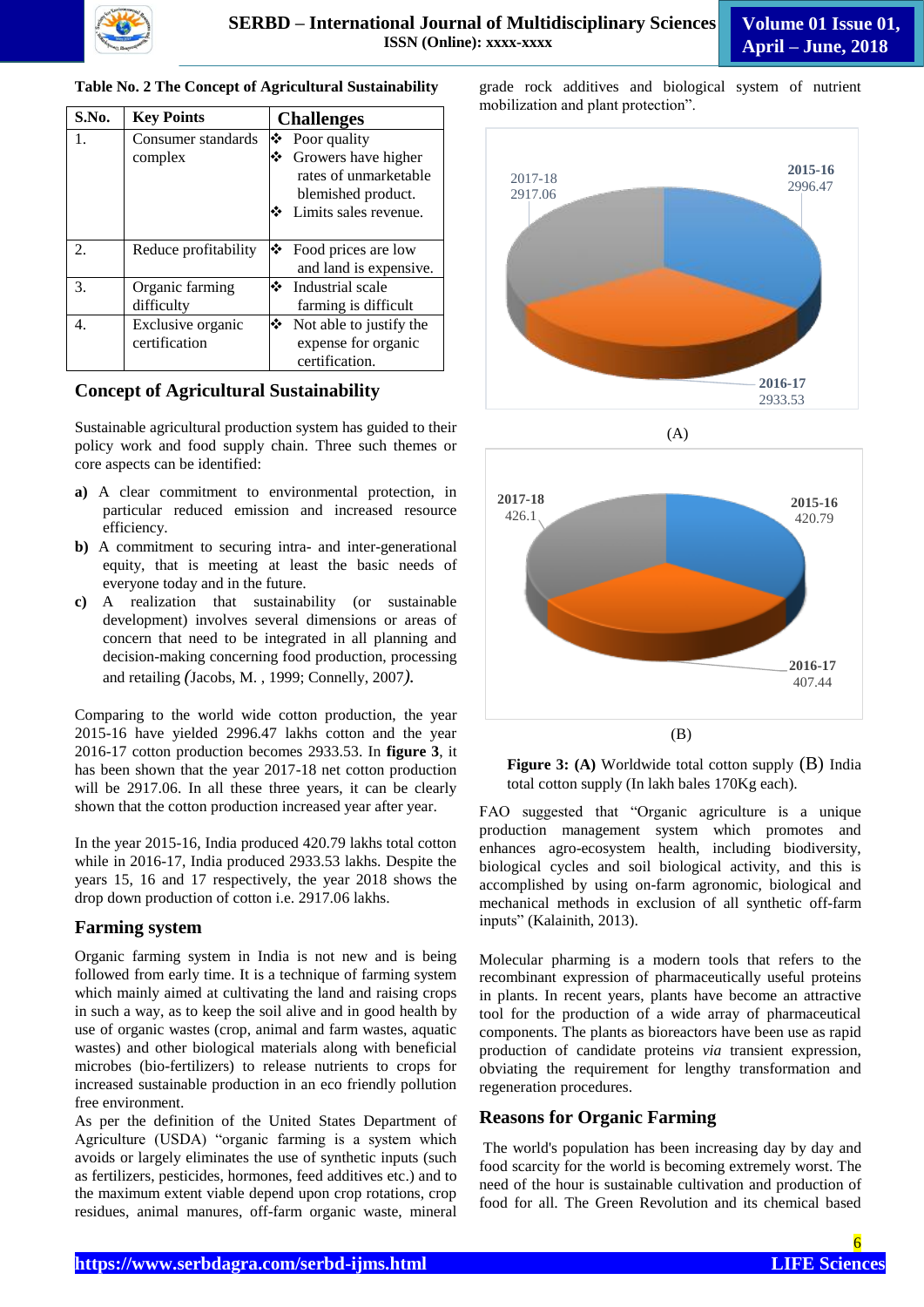**Table No. 2 The Concept of Agricultural Sustainability**

| S.No. | Key Points | Challenges |
|---|---|---|
| 1. | Consumer standards complex | ❖ Poor quality<br>❖ Growers have higher rates of unmarketable blemished product.<br>❖ Limits sales revenue. |
| 2. | Reduce profitability | ❖ Food prices are low and land is expensive. |
| 3. | Organic farming difficulty | ❖ Industrial scale farming is difficult |
| 4. | Exclusive organic certification | ❖ Not able to justify the expense for organic certification. |

## Concept of Agricultural Sustainability

Sustainable agricultural production system has guided to their policy work and food supply chain. Three such themes or core aspects can be identified:

- **a)** A clear commitment to environmental protection, in particular reduced emission and increased resource efficiency.
- **b)** A commitment to securing intra- and inter-generational equity, that is meeting at least the basic needs of everyone today and in the future.
- **c)** A realization that sustainability (or sustainable development) involves several dimensions or areas of concern that need to be integrated in all planning and decision-making concerning food production, processing and retailing (Jacobs, M. , 1999; Connelly, 2007).

Comparing to the world wide cotton production, the year 2015-16 have yielded 2996.47 lakhs cotton and the year 2016-17 cotton production becomes 2933.53. In **figure 3**, it has been shown that the year 2017-18 net cotton production will be 2917.06. In all these three years, it can be clearly shown that the cotton production increased year after year.

In the year 2015-16, India produced 420.79 lakhs total cotton while in 2016-17, India produced 2933.53 lakhs. Despite the years 15, 16 and 17 respectively, the year 2018 shows the drop down production of cotton i.e. 2917.06 lakhs.

## Farming system

Organic farming system in India is not new and is being followed from early time. It is a technique of farming system which mainly aimed at cultivating the land and raising crops in such a way, as to keep the soil alive and in good health by use of organic wastes (crop, animal and farm wastes, aquatic wastes) and other biological materials along with beneficial microbes (bio-fertilizers) to release nutrients to crops for increased sustainable production in an eco friendly pollution free environment.

As per the definition of the United States Department of Agriculture (USDA) “organic farming is a system which avoids or largely eliminates the use of synthetic inputs (such as fertilizers, pesticides, hormones, feed additives etc.) and to the maximum extent viable depend upon crop rotations, crop residues, animal manures, off-farm organic waste, mineral grade rock additives and biological system of nutrient mobilization and plant protection”.

2017-18: 2917.06; 2015-16: 2996.47; 2016-17: 2933.53

(A)

2017-18: 426.1; 2015-16: 420.79; 2016-17: 407.44

(B)

**Figure 3: (A)** Worldwide total cotton supply (B) India total cotton supply (In lakh bales 170Kg each).

FAO suggested that “Organic agriculture is a unique production management system which promotes and enhances agro-ecosystem health, including biodiversity, biological cycles and soil biological activity, and this is accomplished by using on-farm agronomic, biological and mechanical methods in exclusion of all synthetic off-farm inputs” (Kalainith, 2013).

Molecular pharming is a modern tools that refers to the recombinant expression of pharmaceutically useful proteins in plants. In recent years, plants have become an attractive tool for the production of a wide array of pharmaceutical components. The plants as bioreactors have been use as rapid production of candidate proteins *via* transient expression, obviating the requirement for lengthy transformation and regeneration procedures.

## Reasons for Organic Farming

The world's population has been increasing day by day and food scarcity for the world is becoming extremely worst. The need of the hour is sustainable cultivation and production of food for all. The Green Revolution and its chemical based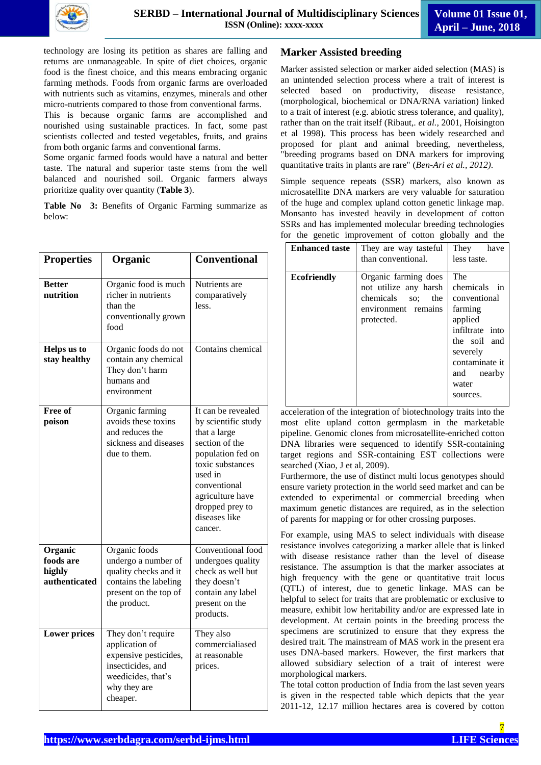technology are losing its petition as shares are falling and returns are unmanageable. In spite of diet choices, organic food is the finest choice, and this means embracing organic farming methods. Foods from organic farms are overloaded with nutrients such as vitamins, enzymes, minerals and other micro-nutrients compared to those from conventional farms. This is because organic farms are accomplished and nourished using sustainable practices. In fact, some past scientists collected and tested vegetables, fruits, and grains from both organic farms and conventional farms.
Some organic farmed foods would have a natural and better taste. The natural and superior taste stems from the well balanced and nourished soil. Organic farmers always prioritize quality over quantity (**Table 3**).

**Table No 3:** Benefits of Organic Farming summarize as below:

| Properties | Organic | Conventional |
|---|---|---|
| **Better nutrition** | Organic food is much richer in nutrients than the conventionally grown food | Nutrients are comparatively less. |
| **Helps us to stay healthy** | Organic foods do not contain any chemical They don't harm humans and environment | Contains chemical |
| **Free of poison** | Organic farming avoids these toxins and reduces the sickness and diseases due to them. | It can be revealed by scientific study that a large section of the population fed on toxic substances used in conventional agriculture have dropped prey to diseases like cancer. |
| **Organic foods are highly authenticated** | Organic foods undergo a number of quality checks and it contains the labeling present on the top of the product. | Conventional food undergoes quality check as well but they doesn't contain any label present on the products. |
| **Lower prices** | They don't require application of expensive pesticides, insecticides, and weedicides, that's why they are cheaper. | They also commercialiased at reasonable prices. |
| **Enhanced taste** | They are way tasteful than conventional. | They have less taste. |
| **Ecofriendly** | Organic farming does not utilize any harsh chemicals so; the environment remains protected. | The chemicals in conventional farming applied infiltrate into the soil and severely contaminate it and nearby water sources. |

## Marker Assisted breeding

Marker assisted selection or marker aided selection (MAS) is an unintended selection process where a trait of interest is selected based on productivity, disease resistance, (morphological, biochemical or DNA/RNA variation) linked to a trait of interest (e.g. abiotic stress tolerance, and quality), rather than on the trait itself (Ribaut,. *et al.,* 2001, Hoisington et al 1998). This process has been widely researched and proposed for plant and animal breeding, nevertheless, "breeding programs based on DNA markers for improving quantitative traits in plants are rare" (*Ben-Ari et al., 2012).*

Simple sequence repeats (SSR) markers, also known as microsatellite DNA markers are very valuable for saturation of the huge and complex upland cotton genetic linkage map. Monsanto has invested heavily in development of cotton SSRs and has implemented molecular breeding technologies for the genetic improvement of cotton globally and the acceleration of the integration of biotechnology traits into the most elite upland cotton germplasm in the marketable pipeline. Genomic clones from microsatellite-enriched cotton DNA libraries were sequenced to identify SSR-containing target regions and SSR-containing EST collections were searched (Xiao, J et al, 2009).
Furthermore, the use of distinct multi locus genotypes should ensure variety protection in the world seed market and can be extended to experimental or commercial breeding when maximum genetic distances are required, as in the selection of parents for mapping or for other crossing purposes.

For example, using MAS to select individuals with disease resistance involves categorizing a marker allele that is linked with disease resistance rather than the level of disease resistance. The assumption is that the marker associates at high frequency with the gene or quantitative trait locus (QTL) of interest, due to genetic linkage. MAS can be helpful to select for traits that are problematic or exclusive to measure, exhibit low heritability and/or are expressed late in development. At certain points in the breeding process the specimens are scrutinized to ensure that they express the desired trait. The mainstream of MAS work in the present era uses DNA-based markers. However, the first markers that allowed subsidiary selection of a trait of interest were morphological markers.
The total cotton production of India from the last seven years is given in the respected table which depicts that the year 2011-12, 12.17 million hectares area is covered by cotton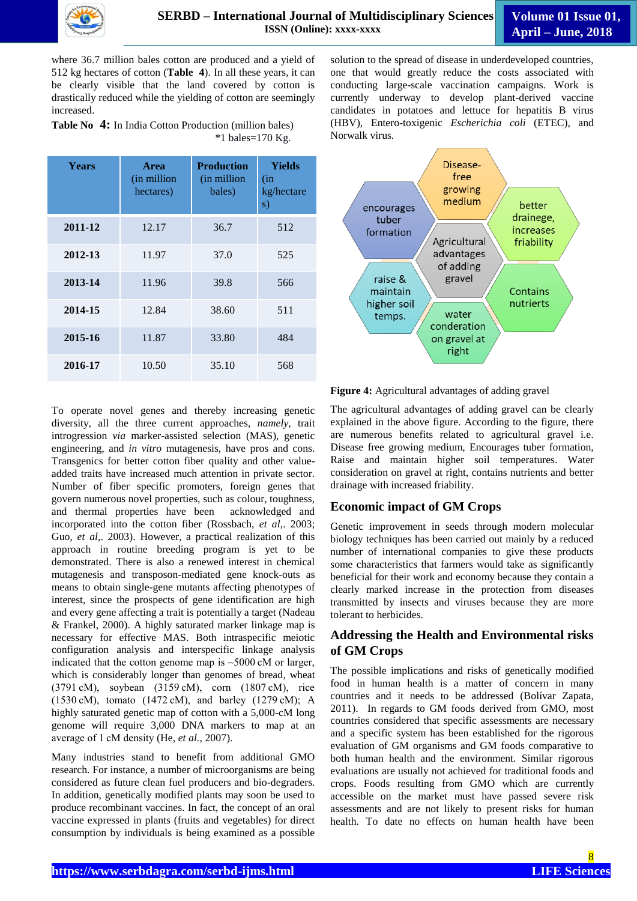where 36.7 million bales cotton are produced and a yield of 512 kg hectares of cotton (**Table 4**). In all these years, it can be clearly visible that the land covered by cotton is drastically reduced while the yielding of cotton are seemingly increased.

**Table No 4:** In India Cotton Production (million bales)
*1 bales=170 Kg.

| Years | Area (in million hectares) | Production (in million bales) | Yields (in kg/hectares) |
|---|---|---|---|
| 2011-12 | 12.17 | 36.7 | 512 |
| 2012-13 | 11.97 | 37.0 | 525 |
| 2013-14 | 11.96 | 39.8 | 566 |
| 2014-15 | 12.84 | 38.60 | 511 |
| 2015-16 | 11.87 | 33.80 | 484 |
| 2016-17 | 10.50 | 35.10 | 568 |

To operate novel genes and thereby increasing genetic diversity, all the three current approaches, *namely*, trait introgression *via* marker-assisted selection (MAS), genetic engineering, and *in vitro* mutagenesis, have pros and cons. Transgenics for better cotton fiber quality and other value-added traits have increased much attention in private sector. Number of fiber specific promoters, foreign genes that govern numerous novel properties, such as colour, toughness, and thermal properties have been acknowledged and incorporated into the cotton fiber (Rossbach, *et al*,. 2003; Guo, *et al*,. 2003). However, a practical realization of this approach in routine breeding program is yet to be demonstrated. There is also a renewed interest in chemical mutagenesis and transposon-mediated gene knock-outs as means to obtain single-gene mutants affecting phenotypes of interest, since the prospects of gene identification are high and every gene affecting a trait is potentially a target (Nadeau & Frankel, 2000). A highly saturated marker linkage map is necessary for effective MAS. Both intraspecific meiotic configuration analysis and interspecific linkage analysis indicated that the cotton genome map is ~5000 cM or larger, which is considerably longer than genomes of bread, wheat (3791 cM), soybean (3159 cM), corn (1807 cM), rice (1530 cM), tomato (1472 cM), and barley (1279 cM); A highly saturated genetic map of cotton with a 5,000-cM long genome will require 3,000 DNA markers to map at an average of 1 cM density (He, *et al.*, 2007).

Many industries stand to benefit from additional GMO research. For instance, a number of microorganisms are being considered as future clean fuel producers and bio-degraders. In addition, genetically modified plants may soon be used to produce recombinant vaccines. In fact, the concept of an oral vaccine expressed in plants (fruits and vegetables) for direct consumption by individuals is being examined as a possible solution to the spread of disease in underdeveloped countries, one that would greatly reduce the costs associated with conducting large-scale vaccination campaigns. Work is currently underway to develop plant-derived vaccine candidates in potatoes and lettuce for hepatitis B virus (HBV), Entero-toxigenic *Escherichia coli* (ETEC), and Norwalk virus.

Agricultural advantages of adding gravel: Disease-free growing medium; better drainege, increases friability; Contains nutrierts; water conderation on gravel at right; raise & maintain higher soil temps.; encourages tuber formation

**Figure 4:** Agricultural advantages of adding gravel

The agricultural advantages of adding gravel can be clearly explained in the above figure. According to the figure, there are numerous benefits related to agricultural gravel i.e. Disease free growing medium, Encourages tuber formation, Raise and maintain higher soil temperatures. Water consideration on gravel at right, contains nutrients and better drainage with increased friability.

## Economic impact of GM Crops

Genetic improvement in seeds through modern molecular biology techniques has been carried out mainly by a reduced number of international companies to give these products some characteristics that farmers would take as significantly beneficial for their work and economy because they contain a clearly marked increase in the protection from diseases transmitted by insects and viruses because they are more tolerant to herbicides.

## Addressing the Health and Environmental risks of GM Crops

The possible implications and risks of genetically modified food in human health is a matter of concern in many countries and it needs to be addressed (Bolívar Zapata, 2011). In regards to GM foods derived from GMO, most countries considered that specific assessments are necessary and a specific system has been established for the rigorous evaluation of GM organisms and GM foods comparative to both human health and the environment. Similar rigorous evaluations are usually not achieved for traditional foods and crops. Foods resulting from GMO which are currently accessible on the market have passed severe risk assessments and are not likely to present risks for human health. To date no effects on human health have been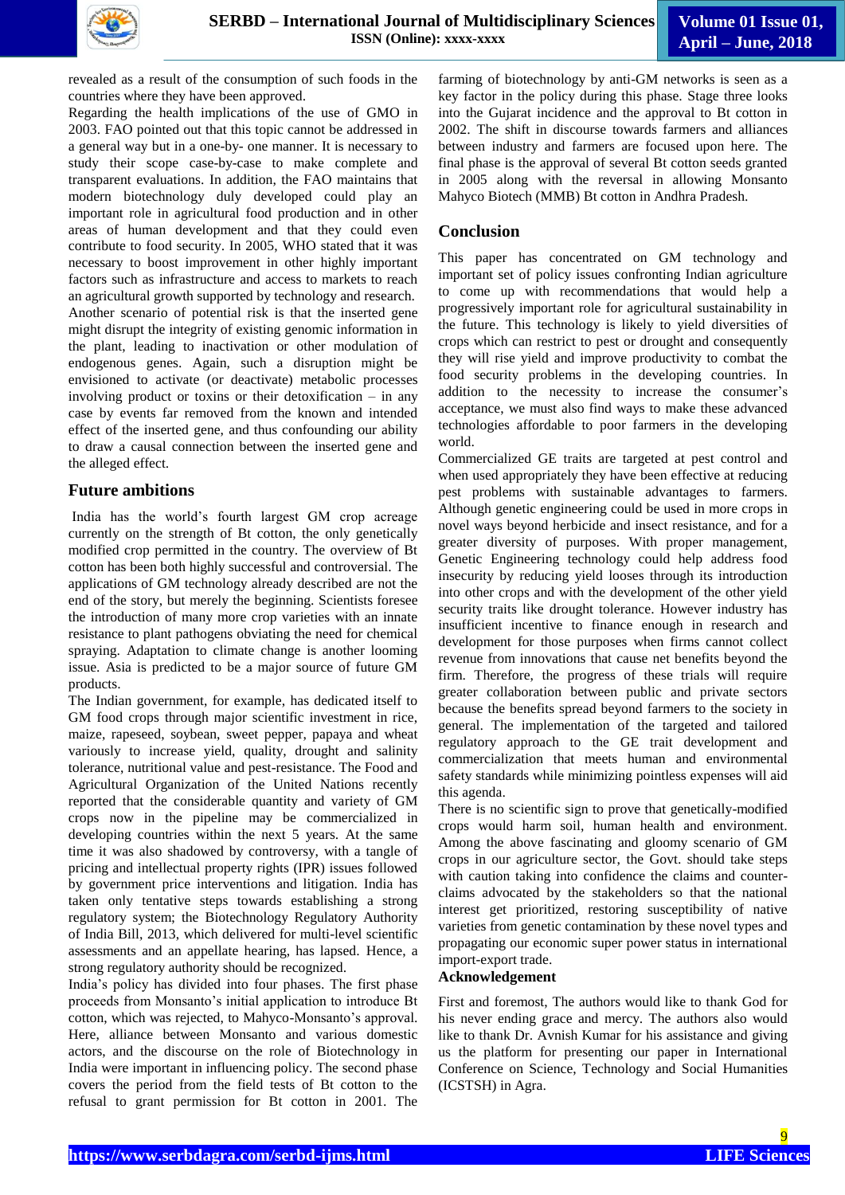revealed as a result of the consumption of such foods in the countries where they have been approved.

Regarding the health implications of the use of GMO in 2003. FAO pointed out that this topic cannot be addressed in a general way but in a one-by- one manner. It is necessary to study their scope case-by-case to make complete and transparent evaluations. In addition, the FAO maintains that modern biotechnology duly developed could play an important role in agricultural food production and in other areas of human development and that they could even contribute to food security. In 2005, WHO stated that it was necessary to boost improvement in other highly important factors such as infrastructure and access to markets to reach an agricultural growth supported by technology and research.

Another scenario of potential risk is that the inserted gene might disrupt the integrity of existing genomic information in the plant, leading to inactivation or other modulation of endogenous genes. Again, such a disruption might be envisioned to activate (or deactivate) metabolic processes involving product or toxins or their detoxification – in any case by events far removed from the known and intended effect of the inserted gene, and thus confounding our ability to draw a causal connection between the inserted gene and the alleged effect.

## Future ambitions

India has the world's fourth largest GM crop acreage currently on the strength of Bt cotton, the only genetically modified crop permitted in the country. The overview of Bt cotton has been both highly successful and controversial. The applications of GM technology already described are not the end of the story, but merely the beginning. Scientists foresee the introduction of many more crop varieties with an innate resistance to plant pathogens obviating the need for chemical spraying. Adaptation to climate change is another looming issue. Asia is predicted to be a major source of future GM products.

The Indian government, for example, has dedicated itself to GM food crops through major scientific investment in rice, maize, rapeseed, soybean, sweet pepper, papaya and wheat variously to increase yield, quality, drought and salinity tolerance, nutritional value and pest-resistance. The Food and Agricultural Organization of the United Nations recently reported that the considerable quantity and variety of GM crops now in the pipeline may be commercialized in developing countries within the next 5 years. At the same time it was also shadowed by controversy, with a tangle of pricing and intellectual property rights (IPR) issues followed by government price interventions and litigation. India has taken only tentative steps towards establishing a strong regulatory system; the Biotechnology Regulatory Authority of India Bill, 2013, which delivered for multi-level scientific assessments and an appellate hearing, has lapsed. Hence, a strong regulatory authority should be recognized.

India's policy has divided into four phases. The first phase proceeds from Monsanto's initial application to introduce Bt cotton, which was rejected, to Mahyco-Monsanto's approval. Here, alliance between Monsanto and various domestic actors, and the discourse on the role of Biotechnology in India were important in influencing policy. The second phase covers the period from the field tests of Bt cotton to the refusal to grant permission for Bt cotton in 2001. The farming of biotechnology by anti-GM networks is seen as a key factor in the policy during this phase. Stage three looks into the Gujarat incidence and the approval to Bt cotton in 2002. The shift in discourse towards farmers and alliances between industry and farmers are focused upon here. The final phase is the approval of several Bt cotton seeds granted in 2005 along with the reversal in allowing Monsanto Mahyco Biotech (MMB) Bt cotton in Andhra Pradesh.

## Conclusion

This paper has concentrated on GM technology and important set of policy issues confronting Indian agriculture to come up with recommendations that would help a progressively important role for agricultural sustainability in the future. This technology is likely to yield diversities of crops which can restrict to pest or drought and consequently they will rise yield and improve productivity to combat the food security problems in the developing countries. In addition to the necessity to increase the consumer's acceptance, we must also find ways to make these advanced technologies affordable to poor farmers in the developing world.

Commercialized GE traits are targeted at pest control and when used appropriately they have been effective at reducing pest problems with sustainable advantages to farmers. Although genetic engineering could be used in more crops in novel ways beyond herbicide and insect resistance, and for a greater diversity of purposes. With proper management, Genetic Engineering technology could help address food insecurity by reducing yield looses through its introduction into other crops and with the development of the other yield security traits like drought tolerance. However industry has insufficient incentive to finance enough in research and development for those purposes when firms cannot collect revenue from innovations that cause net benefits beyond the firm. Therefore, the progress of these trials will require greater collaboration between public and private sectors because the benefits spread beyond farmers to the society in general. The implementation of the targeted and tailored regulatory approach to the GE trait development and commercialization that meets human and environmental safety standards while minimizing pointless expenses will aid this agenda.

There is no scientific sign to prove that genetically-modified crops would harm soil, human health and environment. Among the above fascinating and gloomy scenario of GM crops in our agriculture sector, the Govt. should take steps with caution taking into confidence the claims and counter-claims advocated by the stakeholders so that the national interest get prioritized, restoring susceptibility of native varieties from genetic contamination by these novel types and propagating our economic super power status in international import-export trade.

## Acknowledgement

First and foremost, The authors would like to thank God for his never ending grace and mercy. The authors also would like to thank Dr. Avnish Kumar for his assistance and giving us the platform for presenting our paper in International Conference on Science, Technology and Social Humanities (ICSTSH) in Agra.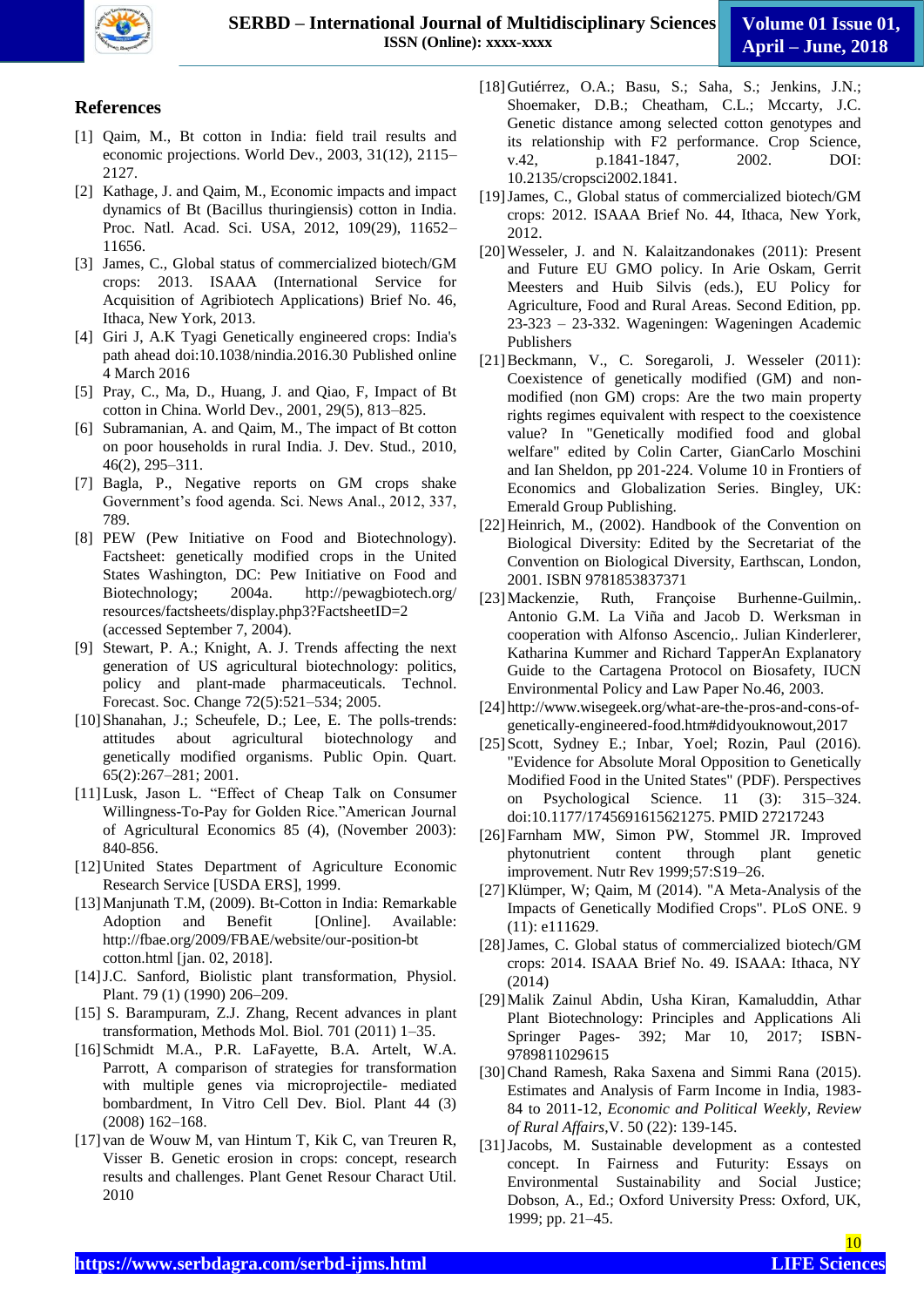## References

[1] Qaim, M., Bt cotton in India: field trail results and economic projections. World Dev., 2003, 31(12), 2115–2127.

[2] Kathage, J. and Qaim, M., Economic impacts and impact dynamics of Bt (Bacillus thuringiensis) cotton in India. Proc. Natl. Acad. Sci. USA, 2012, 109(29), 11652–11656.

[3] James, C., Global status of commercialized biotech/GM crops: 2013. ISAAA (International Service for Acquisition of Agribiotech Applications) Brief No. 46, Ithaca, New York, 2013.

[4] Giri J, A.K Tyagi Genetically engineered crops: India's path ahead doi:10.1038/nindia.2016.30 Published online 4 March 2016

[5] Pray, C., Ma, D., Huang, J. and Qiao, F, Impact of Bt cotton in China. World Dev., 2001, 29(5), 813–825.

[6] Subramanian, A. and Qaim, M., The impact of Bt cotton on poor households in rural India. J. Dev. Stud., 2010, 46(2), 295–311.

[7] Bagla, P., Negative reports on GM crops shake Government's food agenda. Sci. News Anal., 2012, 337, 789.

[8] PEW (Pew Initiative on Food and Biotechnology). Factsheet: genetically modified crops in the United States Washington, DC: Pew Initiative on Food and Biotechnology; 2004a. http://pewagbiotech.org/resources/factsheets/display.php3?FactsheetID=2 (accessed September 7, 2004).

[9] Stewart, P. A.; Knight, A. J. Trends affecting the next generation of US agricultural biotechnology: politics, policy and plant-made pharmaceuticals. Technol. Forecast. Soc. Change 72(5):521–534; 2005.

[10] Shanahan, J.; Scheufele, D.; Lee, E. The polls-trends: attitudes about agricultural biotechnology and genetically modified organisms. Public Opin. Quart. 65(2):267–281; 2001.

[11] Lusk, Jason L. "Effect of Cheap Talk on Consumer Willingness-To-Pay for Golden Rice."American Journal of Agricultural Economics 85 (4), (November 2003): 840-856.

[12] United States Department of Agriculture Economic Research Service [USDA ERS], 1999.

[13] Manjunath T.M, (2009). Bt-Cotton in India: Remarkable Adoption and Benefit [Online]. Available: http://fbae.org/2009/FBAE/website/our-position-bt cotton.html [jan. 02, 2018].

[14] J.C. Sanford, Biolistic plant transformation, Physiol. Plant. 79 (1) (1990) 206–209.

[15] S. Barampuram, Z.J. Zhang, Recent advances in plant transformation, Methods Mol. Biol. 701 (2011) 1–35.

[16] Schmidt M.A., P.R. LaFayette, B.A. Artelt, W.A. Parrott, A comparison of strategies for transformation with multiple genes via microprojectile- mediated bombardment, In Vitro Cell Dev. Biol. Plant 44 (3) (2008) 162–168.

[17] van de Wouw M, van Hintum T, Kik C, van Treuren R, Visser B. Genetic erosion in crops: concept, research results and challenges. Plant Genet Resour Charact Util. 2010

[18] Gutiérrez, O.A.; Basu, S.; Saha, S.; Jenkins, J.N.; Shoemaker, D.B.; Cheatham, C.L.; Mccarty, J.C. Genetic distance among selected cotton genotypes and its relationship with F2 performance. Crop Science, v.42, p.1841-1847, 2002. DOI: 10.2135/cropsci2002.1841.

[19] James, C., Global status of commercialized biotech/GM crops: 2012. ISAAA Brief No. 44, Ithaca, New York, 2012.

[20] Wesseler, J. and N. Kalaitzandonakes (2011): Present and Future EU GMO policy. In Arie Oskam, Gerrit Meesters and Huib Silvis (eds.), EU Policy for Agriculture, Food and Rural Areas. Second Edition, pp. 23-323 – 23-332. Wageningen: Wageningen Academic Publishers

[21] Beckmann, V., C. Soregaroli, J. Wesseler (2011): Coexistence of genetically modified (GM) and non-modified (non GM) crops: Are the two main property rights regimes equivalent with respect to the coexistence value? In "Genetically modified food and global welfare" edited by Colin Carter, GianCarlo Moschini and Ian Sheldon, pp 201-224. Volume 10 in Frontiers of Economics and Globalization Series. Bingley, UK: Emerald Group Publishing.

[22] Heinrich, M., (2002). Handbook of the Convention on Biological Diversity: Edited by the Secretariat of the Convention on Biological Diversity, Earthscan, London, 2001. ISBN 9781853837371

[23] Mackenzie, Ruth, Françoise Burhenne-Guilmin,. Antonio G.M. La Viña and Jacob D. Werksman in cooperation with Alfonso Ascencio,. Julian Kinderlerer, Katharina Kummer and Richard TapperAn Explanatory Guide to the Cartagena Protocol on Biosafety, IUCN Environmental Policy and Law Paper No.46, 2003.

[24] http://www.wisegeek.org/what-are-the-pros-and-cons-of-genetically-engineered-food.htm#didyouknowout,2017

[25] Scott, Sydney E.; Inbar, Yoel; Rozin, Paul (2016). "Evidence for Absolute Moral Opposition to Genetically Modified Food in the United States" (PDF). Perspectives on Psychological Science. 11 (3): 315–324. doi:10.1177/1745691615621275. PMID 27217243

[26] Farnham MW, Simon PW, Stommel JR. Improved phytonutrient content through plant genetic improvement. Nutr Rev 1999;57:S19–26.

[27] Klümper, W; Qaim, M (2014). "A Meta-Analysis of the Impacts of Genetically Modified Crops". PLoS ONE. 9 (11): e111629.

[28] James, C. Global status of commercialized biotech/GM crops: 2014. ISAAA Brief No. 49. ISAAA: Ithaca, NY (2014)

[29] Malik Zainul Abdin, Usha Kiran, Kamaluddin, Athar Plant Biotechnology: Principles and Applications Ali Springer Pages- 392; Mar 10, 2017; ISBN-9789811029615

[30] Chand Ramesh, Raka Saxena and Simmi Rana (2015). Estimates and Analysis of Farm Income in India, 1983-84 to 2011-12, *Economic and Political Weekly, Review of Rural Affairs*,V. 50 (22): 139-145.

[31] Jacobs, M. Sustainable development as a contested concept. In Fairness and Futurity: Essays on Environmental Sustainability and Social Justice; Dobson, A., Ed.; Oxford University Press: Oxford, UK, 1999; pp. 21–45.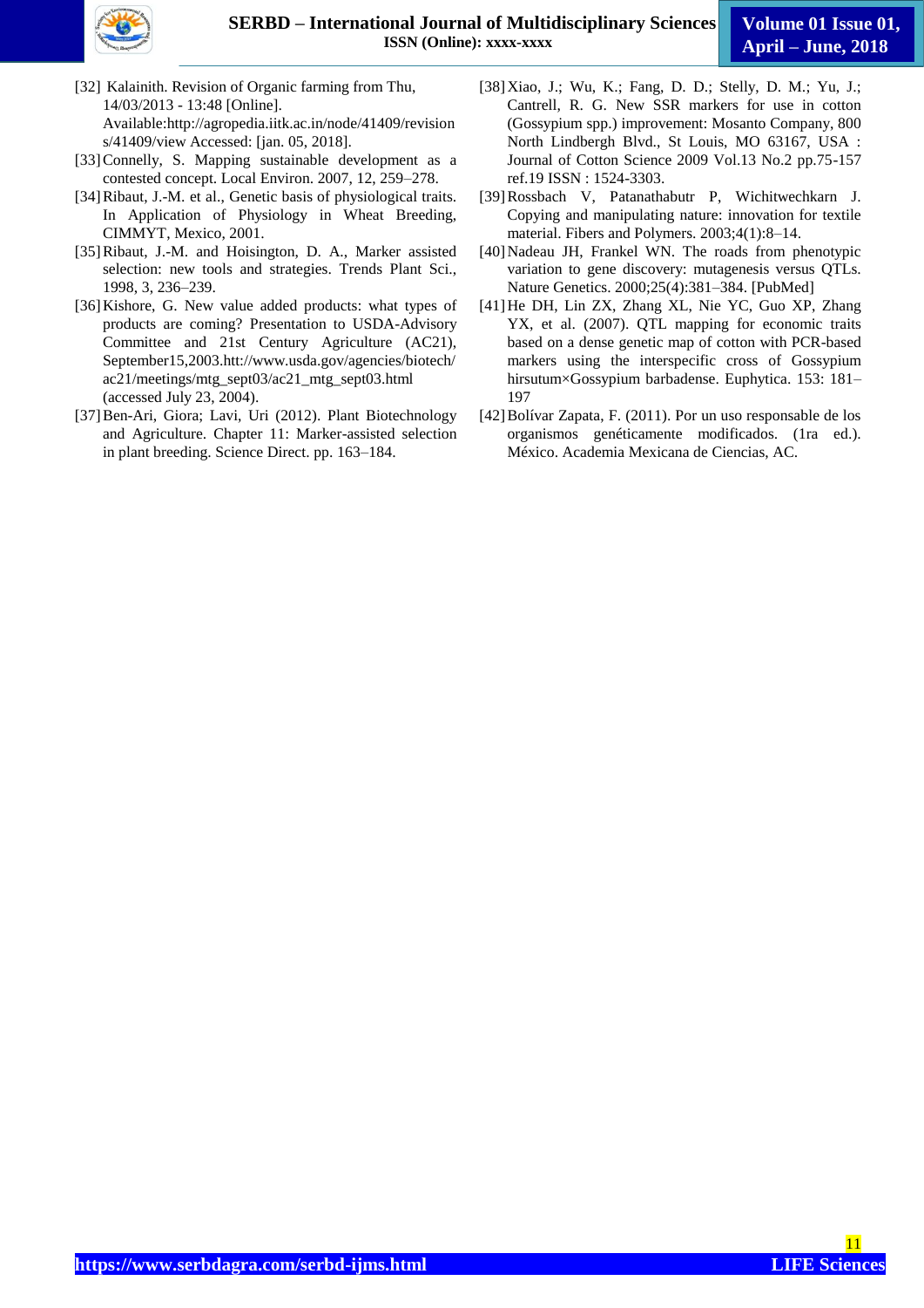[32] Kalainith. Revision of Organic farming from Thu, 14/03/2013 - 13:48 [Online]. Available:http://agropedia.iitk.ac.in/node/41409/revisions/41409/view Accessed: [jan. 05, 2018].

[33] Connelly, S. Mapping sustainable development as a contested concept. Local Environ. 2007, 12, 259–278.

[34] Ribaut, J.-M. et al., Genetic basis of physiological traits. In Application of Physiology in Wheat Breeding, CIMMYT, Mexico, 2001.

[35] Ribaut, J.-M. and Hoisington, D. A., Marker assisted selection: new tools and strategies. Trends Plant Sci., 1998, 3, 236–239.

[36] Kishore, G. New value added products: what types of products are coming? Presentation to USDA-Advisory Committee and 21st Century Agriculture (AC21), September15,2003.htt://www.usda.gov/agencies/biotech/ac21/meetings/mtg_sept03/ac21_mtg_sept03.html (accessed July 23, 2004).

[37] Ben-Ari, Giora; Lavi, Uri (2012). Plant Biotechnology and Agriculture. Chapter 11: Marker-assisted selection in plant breeding. Science Direct. pp. 163–184.

[38] Xiao, J.; Wu, K.; Fang, D. D.; Stelly, D. M.; Yu, J.; Cantrell, R. G. New SSR markers for use in cotton (Gossypium spp.) improvement: Mosanto Company, 800 North Lindbergh Blvd., St Louis, MO 63167, USA : Journal of Cotton Science 2009 Vol.13 No.2 pp.75-157 ref.19 ISSN : 1524-3303.

[39] Rossbach V, Patanathabutr P, Wichitwechkarn J. Copying and manipulating nature: innovation for textile material. Fibers and Polymers. 2003;4(1):8–14.

[40] Nadeau JH, Frankel WN. The roads from phenotypic variation to gene discovery: mutagenesis versus QTLs. Nature Genetics. 2000;25(4):381–384. [PubMed]

[41] He DH, Lin ZX, Zhang XL, Nie YC, Guo XP, Zhang YX, et al. (2007). QTL mapping for economic traits based on a dense genetic map of cotton with PCR-based markers using the interspecific cross of Gossypium hirsutum×Gossypium barbadense. Euphytica. 153: 181–197

[42] Bolívar Zapata, F. (2011). Por un uso responsable de los organismos genéticamente modificados. (1ra ed.). México. Academia Mexicana de Ciencias, AC.